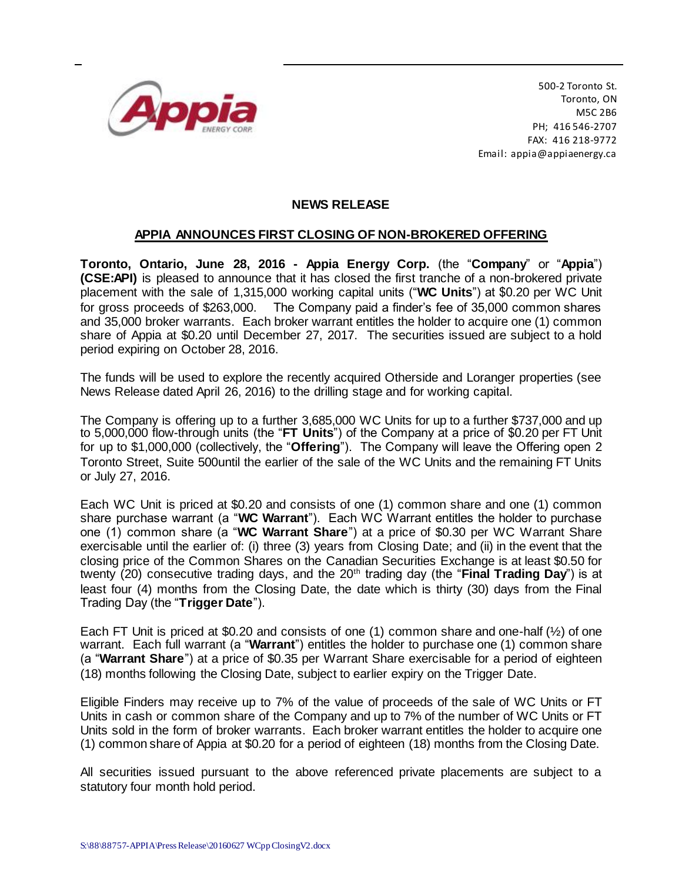Appia ENERGY CORP.

500-2 Toronto St.
Toronto, ON
M5C 2B6
PH; 416 546-2707
FAX: 416 218-9772
Email: appia@appiaenergy.ca

## NEWS RELEASE

## APPIA ANNOUNCES FIRST CLOSING OF NON-BROKERED OFFERING

**Toronto, Ontario, June 28, 2016 - Appia Energy Corp.** (the "**Company**" or "**Appia**") **(CSE:API)** is pleased to announce that it has closed the first tranche of a non-brokered private placement with the sale of 1,315,000 working capital units ("**WC Units**") at $0.20 per WC Unit for gross proceeds of $263,000. The Company paid a finder's fee of 35,000 common shares and 35,000 broker warrants. Each broker warrant entitles the holder to acquire one (1) common share of Appia at $0.20 until December 27, 2017. The securities issued are subject to a hold period expiring on October 28, 2016.

The funds will be used to explore the recently acquired Otherside and Loranger properties (see News Release dated April 26, 2016) to the drilling stage and for working capital.

The Company is offering up to a further 3,685,000 WC Units for up to a further $737,000 and up to 5,000,000 flow-through units (the "**FT Units**") of the Company at a price of $0.20 per FT Unit for up to $1,000,000 (collectively, the "**Offering**"). The Company will leave the Offering open 2 Toronto Street, Suite 500until the earlier of the sale of the WC Units and the remaining FT Units or July 27, 2016.

Each WC Unit is priced at $0.20 and consists of one (1) common share and one (1) common share purchase warrant (a "**WC Warrant**"). Each WC Warrant entitles the holder to purchase one (1) common share (a "**WC Warrant Share**") at a price of $0.30 per WC Warrant Share exercisable until the earlier of: (i) three (3) years from Closing Date; and (ii) in the event that the closing price of the Common Shares on the Canadian Securities Exchange is at least $0.50 for twenty (20) consecutive trading days, and the 20th trading day (the "**Final Trading Day**") is at least four (4) months from the Closing Date, the date which is thirty (30) days from the Final Trading Day (the "**Trigger Date**").

Each FT Unit is priced at $0.20 and consists of one (1) common share and one-half (½) of one warrant. Each full warrant (a "**Warrant**") entitles the holder to purchase one (1) common share (a "**Warrant Share**") at a price of $0.35 per Warrant Share exercisable for a period of eighteen (18) months following the Closing Date, subject to earlier expiry on the Trigger Date.

Eligible Finders may receive up to 7% of the value of proceeds of the sale of WC Units or FT Units in cash or common share of the Company and up to 7% of the number of WC Units or FT Units sold in the form of broker warrants. Each broker warrant entitles the holder to acquire one (1) common share of Appia at $0.20 for a period of eighteen (18) months from the Closing Date.

All securities issued pursuant to the above referenced private placements are subject to a statutory four month hold period.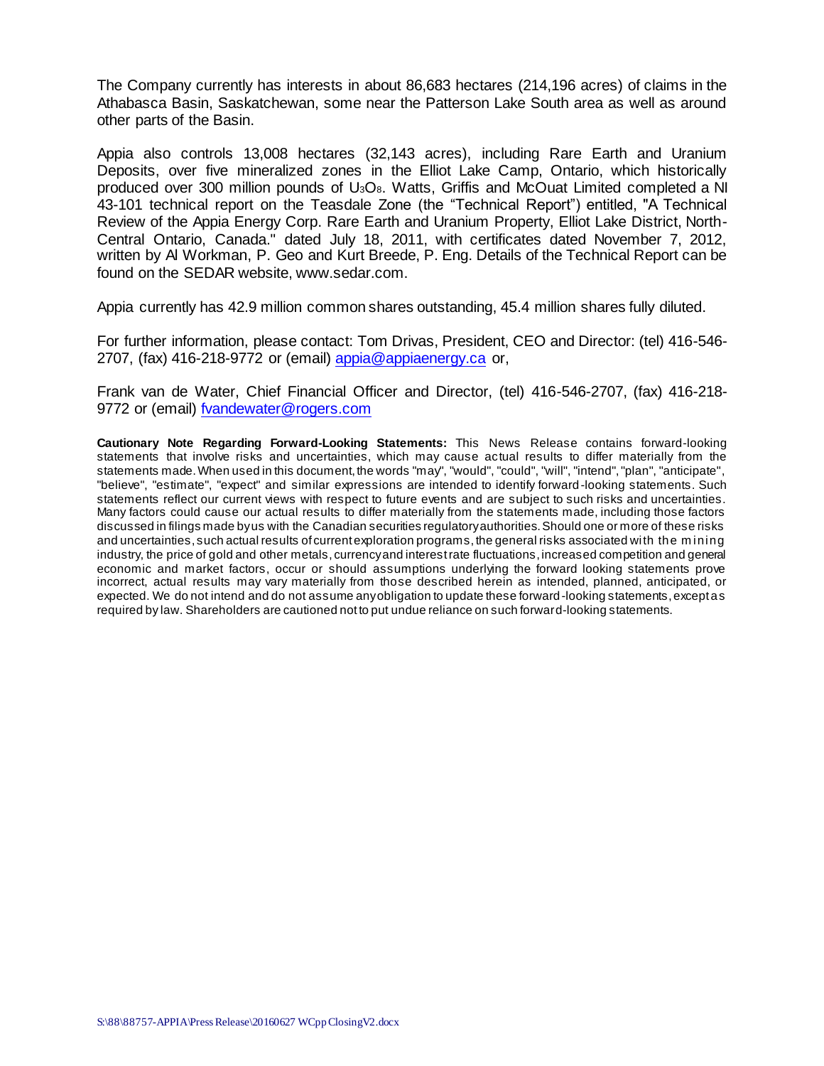The Company currently has interests in about 86,683 hectares (214,196 acres) of claims in the Athabasca Basin, Saskatchewan, some near the Patterson Lake South area as well as around other parts of the Basin.

Appia also controls 13,008 hectares (32,143 acres), including Rare Earth and Uranium Deposits, over five mineralized zones in the Elliot Lake Camp, Ontario, which historically produced over 300 million pounds of $U_3O_8$. Watts, Griffis and McOuat Limited completed a NI 43-101 technical report on the Teasdale Zone (the "Technical Report") entitled, "A Technical Review of the Appia Energy Corp. Rare Earth and Uranium Property, Elliot Lake District, North-Central Ontario, Canada." dated July 18, 2011, with certificates dated November 7, 2012, written by Al Workman, P. Geo and Kurt Breede, P. Eng. Details of the Technical Report can be found on the SEDAR website, www.sedar.com.

Appia currently has 42.9 million common shares outstanding, 45.4 million shares fully diluted.

For further information, please contact: Tom Drivas, President, CEO and Director: (tel) 416-546-2707, (fax) 416-218-9772 or (email) appia@appiaenergy.ca or,

Frank van de Water, Chief Financial Officer and Director, (tel) 416-546-2707, (fax) 416-218-9772 or (email) fvandewater@rogers.com

**Cautionary Note Regarding Forward-Looking Statements:** This News Release contains forward-looking statements that involve risks and uncertainties, which may cause actual results to differ materially from the statements made. When used in this document, the words "may", "would", "could", "will", "intend", "plan", "anticipate", "believe", "estimate", "expect" and similar expressions are intended to identify forward-looking statements. Such statements reflect our current views with respect to future events and are subject to such risks and uncertainties. Many factors could cause our actual results to differ materially from the statements made, including those factors discussed in filings made by us with the Canadian securities regulatory authorities. Should one or more of these risks and uncertainties, such actual results of current exploration programs, the general risks associated with the mining industry, the price of gold and other metals, currency and interest rate fluctuations, increased competition and general economic and market factors, occur or should assumptions underlying the forward looking statements prove incorrect, actual results may vary materially from those described herein as intended, planned, anticipated, or expected. We do not intend and do not assume any obligation to update these forward-looking statements, except as required by law. Shareholders are cautioned not to put undue reliance on such forward-looking statements.